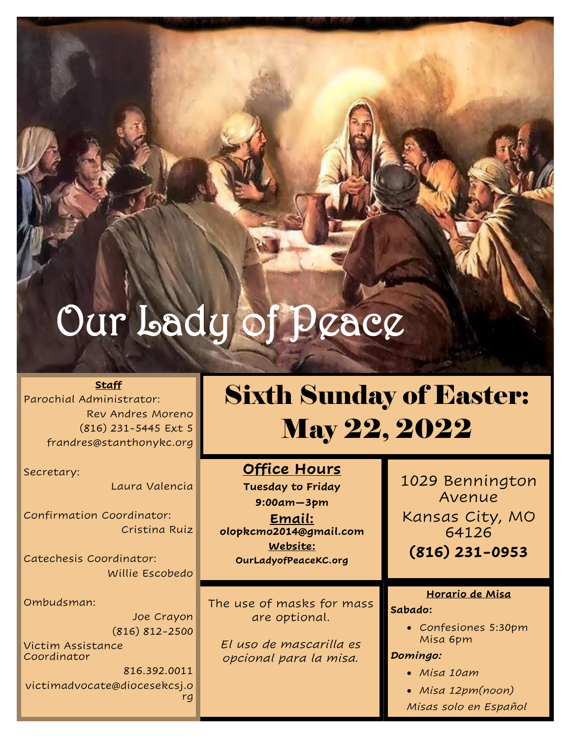# Our Lady of Peace

**Staff**

Parochial Administrator:
Rev Andres Moreno
(816) 231-5445 Ext 5
frandres@stanthonykc.org

Secretary:
Laura Valencia

Confirmation Coordinator:
Cristina Ruiz

Catechesis Coordinator:
Willie Escobedo

Ombudsman:
Joe Crayon
(816) 812-2500

Victim Assistance Coordinator
816.392.0011
victimadvocate@diocesekcsj.org

## Sixth Sunday of Easter: May 22, 2022

**Office Hours**

**Tuesday to Friday**

**9:00am—3pm**

**Email:**
**olopkcmo2014@gmail.com**

**Website:**
**OurLadyofPeaceKC.org**

1029 Bennington Avenue
Kansas City, MO 64126
**(816) 231-0953**

The use of masks for mass are optional.

*El uso de mascarilla es opcional para la misa.*

**Horario de Misa**

**Sabado:**

- Confesiones 5:30pm Misa 6pm

***Domingo:***

- *Misa 10am*
- *Misa 12pm(noon)*

*Misas solo en Español*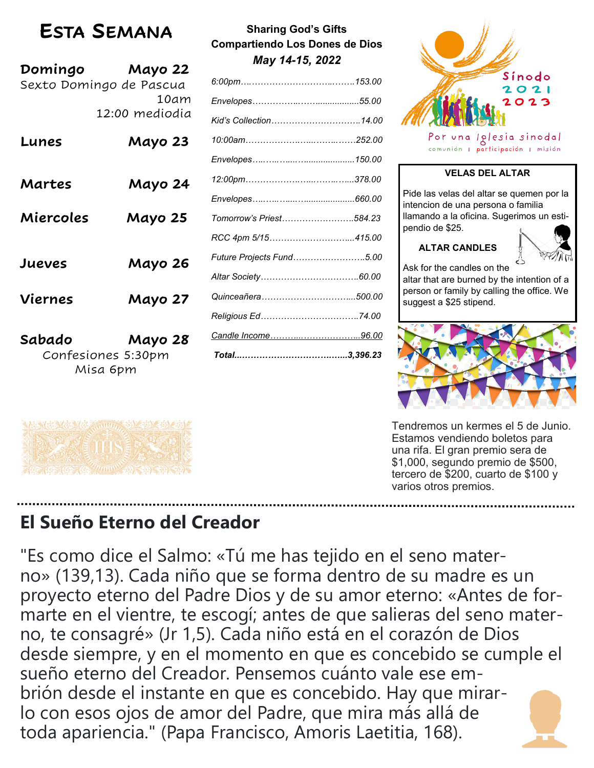# ESTA SEMANA

**Domingo** — **Mayo 22**
Sexto Domingo de Pascua
10am
12:00 mediodia

**Lunes** — **Mayo 23**

**Martes** — **Mayo 24**

**Miercoles** — **Mayo 25**

**Jueves** — **Mayo 26**

**Viernes** — **Mayo 27**

**Sabado** — **Mayo 28**
Confesiones 5:30pm
Misa 6pm

## Sharing God's Gifts
## Compartiendo Los Dones de Dios
***May 14-15, 2022***

| | |
|---|---|
| *6:00pm* | *153.00* |
| *Envelopes* | *55.00* |
| *Kid's Collection* | *14.00* |
| *10:00am* | *252.00* |
| *Envelopes* | *150.00* |
| *12:00pm* | *378.00* |
| *Envelopes* | *660.00* |
| *Tomorrow's Priest* | *584.23* |
| *RCC 4pm 5/15* | *415.00* |
| *Future Projects Fund* | *5.00* |
| *Altar Society* | *60.00* |
| *Quinceañera* | *500.00* |
| *Religious Ed* | *74.00* |
| *Candle Income* | *96.00* |
| ***Total*** | ***3,396.23*** |

Sínodo 2021 2023
Por una Iglesia sinodal
comunión | participación | misión

**VELAS DEL ALTAR**

Pide las velas del altar se quemen por la intencion de una persona o familia llamando a la oficina. Sugerimos un estipendio de $25.

**ALTAR CANDLES**

Ask for the candles on the altar that are burned by the intention of a person or family by calling the office. We suggest a $25 stipend.

Tendremos un kermes el 5 de Junio. Estamos vendiendo boletos para una rifa. El gran premio sera de $1,000, segundo premio de $500, tercero de $200, cuarto de $100 y varios otros premios.

## El Sueño Eterno del Creador

"Es como dice el Salmo: «Tú me has tejido en el seno materno» (139,13). Cada niño que se forma dentro de su madre es un proyecto eterno del Padre Dios y de su amor eterno: «Antes de formarte en el vientre, te escogí; antes de que salieras del seno materno, te consagré» (Jr 1,5). Cada niño está en el corazón de Dios desde siempre, y en el momento en que es concebido se cumple el sueño eterno del Creador. Pensemos cuánto vale ese embrión desde el instante en que es concebido. Hay que mirarlo con esos ojos de amor del Padre, que mira más allá de toda apariencia." (Papa Francisco, Amoris Laetitia, 168).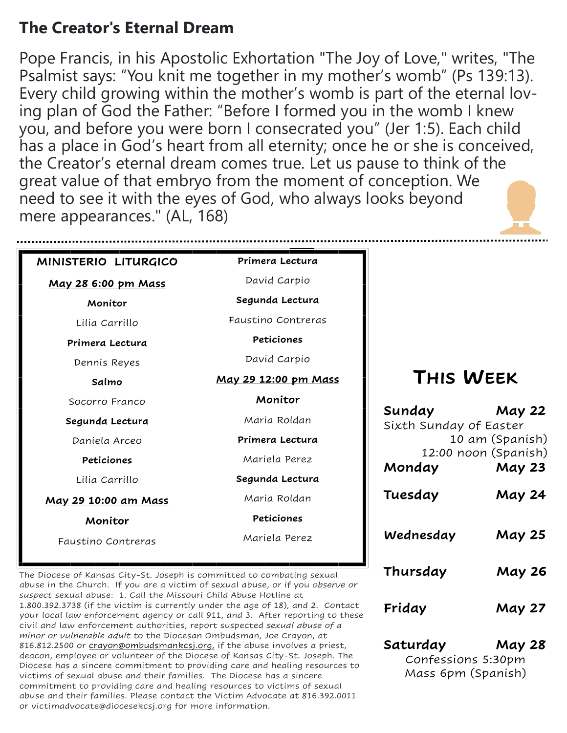## The Creator's Eternal Dream

Pope Francis, in his Apostolic Exhortation "The Joy of Love," writes, "The Psalmist says: "You knit me together in my mother's womb" (Ps 139:13). Every child growing within the mother's womb is part of the eternal loving plan of God the Father: "Before I formed you in the womb I knew you, and before you were born I consecrated you" (Jer 1:5). Each child has a place in God's heart from all eternity; once he or she is conceived, the Creator's eternal dream comes true. Let us pause to think of the great value of that embryo from the moment of conception. We need to see it with the eyes of God, who always looks beyond mere appearances." (AL, 168)

---

**MINISTERIO LITURGICO**

**May 28 6:00 pm Mass**

**Monitor**
Lilia Carrillo

**Primera Lectura**
Dennis Reyes

**Salmo**
Socorro Franco

**Segunda Lectura**
Daniela Arceo

**Peticiones**
Lilia Carrillo

**May 29 10:00 am Mass**

**Monitor**
Faustino Contreras

**Primera Lectura**
David Carpio

**Segunda Lectura**
Faustino Contreras

**Peticiones**
David Carpio

**May 29 12:00 pm Mass**

**Monitor**
Maria Roldan

**Primera Lectura**
Mariela Perez

**Segunda Lectura**
Maria Roldan

**Peticiones**
Mariela Perez

The Diocese of Kansas City-St. Joseph is committed to combating sexual abuse in the Church. If you are a victim of sexual abuse, or if you *observe or suspect* sexual abuse: 1. Call the Missouri Child Abuse Hotline at 1.800.392.3738 (if the victim is currently under the age of 18), and 2. Contact your local law enforcement agency or call 911, and 3. After reporting to these civil and law enforcement authorities, report suspected *sexual abuse of a minor or vulnerable adult* to the Diocesan Ombudsman, Joe Crayon, at 816.812.2500 or crayon@ombudsmankcsj.org, if the abuse involves a priest, deacon, employee or volunteer of the Diocese of Kansas City-St. Joseph. The Diocese has a sincere commitment to providing care and healing resources to victims of sexual abuse and their families. The Diocese has a sincere commitment to providing care and healing resources to victims of sexual abuse and their families. Please contact the Victim Advocate at 816.392.0011 or victimadvocate@diocesekcsj.org for more information.

## THIS WEEK

**Sunday May 22**
Sixth Sunday of Easter
10 am (Spanish)
12:00 noon (Spanish)

**Monday May 23**

**Tuesday May 24**

**Wednesday May 25**

**Thursday May 26**

**Friday May 27**

**Saturday May 28**
Confessions 5:30pm
Mass 6pm (Spanish)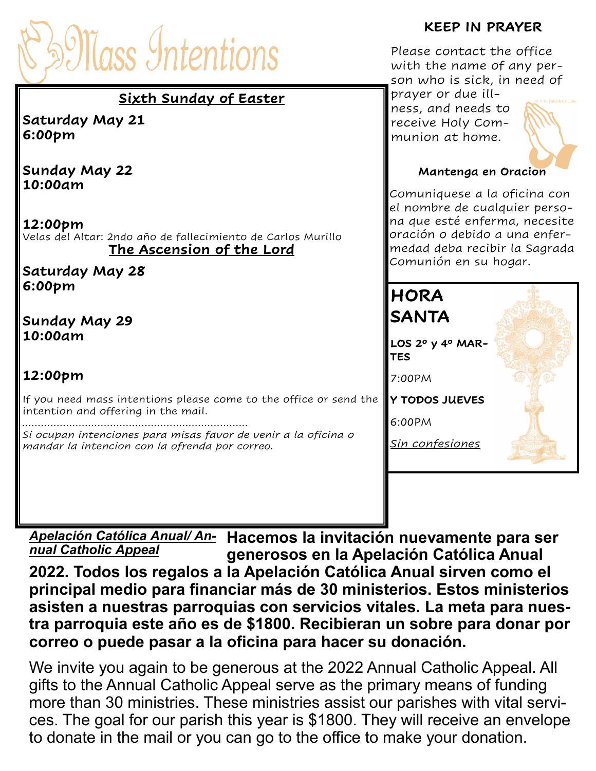# Mass Intentions

## Sixth Sunday of Easter

**Saturday May 21**
**6:00pm**

**Sunday May 22**
**10:00am**

**12:00pm**
Velas del Altar: 2ndo año de fallecimiento de Carlos Murillo

## The Ascension of the Lord

**Saturday May 28**
**6:00pm**

**Sunday May 29**
**10:00am**

**12:00pm**

If you need mass intentions please come to the office or send the intention and offering in the mail.

........................................................................

*Si ocupan intenciones para misas favor de venir a la oficina o mandar la intencion con la ofrenda por correo.*

## KEEP IN PRAYER

Please contact the office with the name of any person who is sick, in need of prayer or due illness, and needs to receive Holy Communion at home.

### Mantenga en Oracion

Comuniquese a la oficina con el nombre de cualquier persona que esté enferma, necesite oración o debido a una enfermedad deba recibir la Sagrada Comunión en su hogar.

## HORA SANTA

**LOS 2º y 4º MARTES**

7:00PM

**Y TODOS JUEVES**

6:00PM

*Sin confesiones*

## *Apelación Católica Anual/ Annual Catholic Appeal*

**Hacemos la invitación nuevamente para ser generosos en la Apelación Católica Anual 2022. Todos los regalos a la Apelación Católica Anual sirven como el principal medio para financiar más de 30 ministerios. Estos ministerios asisten a nuestras parroquias con servicios vitales. La meta para nuestra parroquia este año es de $1800. Recibieran un sobre para donar por correo o puede pasar a la oficina para hacer su donación.**

We invite you again to be generous at the 2022 Annual Catholic Appeal. All gifts to the Annual Catholic Appeal serve as the primary means of funding more than 30 ministries. These ministries assist our parishes with vital services. The goal for our parish this year is $1800. They will receive an envelope to donate in the mail or you can go to the office to make your donation.